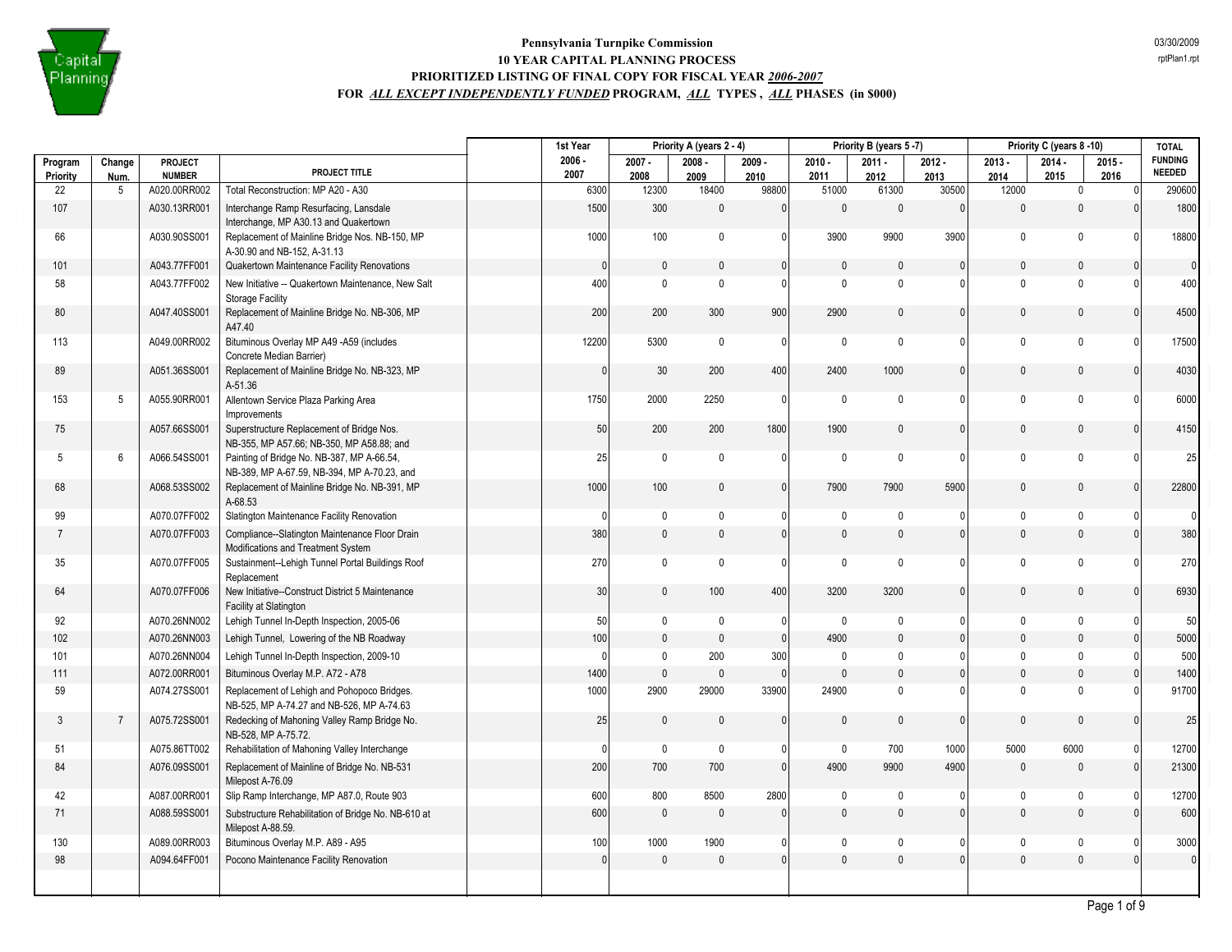# Pennsylvania Turnpike Commission

## 10 YEAR CAPITAL PLANNING PROCESS

### PRIORITIZED LISTING OF FINAL COPY FOR FISCAL YEAR *2006-2007*

### FOR *ALL EXCEPT INDEPENDENTLY FUNDED* PROGRAM, *ALL* TYPES , *ALL* PHASES (in $000)

03/30/2009
rptPlan1.rpt

| | | | | 1st Year | Priority A (years 2 - 4) | | | Priority B (years 5 -7) | | | Priority C (years 8 -10) | | | TOTAL |
|---|---|---|---|---|---|---|---|---|---|---|---|---|---|---|
| Program Priority | Change Num. | PROJECT NUMBER | PROJECT TITLE | 2006 - 2007 | 2007 - 2008 | 2008 - 2009 | 2009 - 2010 | 2010 - 2011 | 2011 - 2012 | 2012 - 2013 | 2013 - 2014 | 2014 - 2015 | 2015 - 2016 | FUNDING NEEDED |
| 22 | 5 | A020.00RR002 | Total Reconstruction: MP A20 - A30 | 6300 | 12300 | 18400 | 98800 | 51000 | 61300 | 30500 | 12000 | 0 | 0 | 290600 |
| 107 | | A030.13RR001 | Interchange Ramp Resurfacing, Lansdale Interchange, MP A30.13 and Quakertown | 1500 | 300 | 0 | 0 | 0 | 0 | 0 | 0 | 0 | 0 | 1800 |
| 66 | | A030.90SS001 | Replacement of Mainline Bridge Nos. NB-150, MP A-30.90 and NB-152, A-31.13 | 1000 | 100 | 0 | 0 | 3900 | 9900 | 3900 | 0 | 0 | 0 | 18800 |
| 101 | | A043.77FF001 | Quakertown Maintenance Facility Renovations | 0 | 0 | 0 | 0 | 0 | 0 | 0 | 0 | 0 | 0 | 0 |
| 58 | | A043.77FF002 | New Initiative -- Quakertown Maintenance, New Salt Storage Facility | 400 | 0 | 0 | 0 | 0 | 0 | 0 | 0 | 0 | 0 | 400 |
| 80 | | A047.40SS001 | Replacement of Mainline Bridge No. NB-306, MP A47.40 | 200 | 200 | 300 | 900 | 2900 | 0 | 0 | 0 | 0 | 0 | 4500 |
| 113 | | A049.00RR002 | Bituminous Overlay MP A49 -A59 (includes Concrete Median Barrier) | 12200 | 5300 | 0 | 0 | 0 | 0 | 0 | 0 | 0 | 0 | 17500 |
| 89 | | A051.36SS001 | Replacement of Mainline Bridge No. NB-323, MP A-51.36 | 0 | 30 | 200 | 400 | 2400 | 1000 | 0 | 0 | 0 | 0 | 4030 |
| 153 | 5 | A055.90RR001 | Allentown Service Plaza Parking Area Improvements | 1750 | 2000 | 2250 | 0 | 0 | 0 | 0 | 0 | 0 | 0 | 6000 |
| 75 | | A057.66SS001 | Superstructure Replacement of Bridge Nos. NB-355, MP A57.66; NB-350, MP A58.88; and | 50 | 200 | 200 | 1800 | 1900 | 0 | 0 | 0 | 0 | 0 | 4150 |
| 5 | 6 | A066.54SS001 | Painting of Bridge No. NB-387, MP A-66.54, NB-389, MP A-67.59, NB-394, MP A-70.23, and | 25 | 0 | 0 | 0 | 0 | 0 | 0 | 0 | 0 | 0 | 25 |
| 68 | | A068.53SS002 | Replacement of Mainline Bridge No. NB-391, MP A-68.53 | 1000 | 100 | 0 | 0 | 7900 | 7900 | 5900 | 0 | 0 | 0 | 22800 |
| 99 | | A070.07FF002 | Slatington Maintenance Facility Renovation | 0 | 0 | 0 | 0 | 0 | 0 | 0 | 0 | 0 | 0 | 0 |
| 7 | | A070.07FF003 | Compliance--Slatington Maintenance Floor Drain Modifications and Treatment System | 380 | 0 | 0 | 0 | 0 | 0 | 0 | 0 | 0 | 0 | 380 |
| 35 | | A070.07FF005 | Sustainment--Lehigh Tunnel Portal Buildings Roof Replacement | 270 | 0 | 0 | 0 | 0 | 0 | 0 | 0 | 0 | 0 | 270 |
| 64 | | A070.07FF006 | New Initiative--Construct District 5 Maintenance Facility at Slatington | 30 | 0 | 100 | 400 | 3200 | 3200 | 0 | 0 | 0 | 0 | 6930 |
| 92 | | A070.26NN002 | Lehigh Tunnel In-Depth Inspection, 2005-06 | 50 | 0 | 0 | 0 | 0 | 0 | 0 | 0 | 0 | 0 | 50 |
| 102 | | A070.26NN003 | Lehigh Tunnel, Lowering of the NB Roadway | 100 | 0 | 0 | 0 | 4900 | 0 | 0 | 0 | 0 | 0 | 5000 |
| 101 | | A070.26NN004 | Lehigh Tunnel In-Depth Inspection, 2009-10 | 0 | 0 | 200 | 300 | 0 | 0 | 0 | 0 | 0 | 0 | 500 |
| 111 | | A072.00RR001 | Bituminous Overlay M.P. A72 - A78 | 1400 | 0 | 0 | 0 | 0 | 0 | 0 | 0 | 0 | 0 | 1400 |
| 59 | | A074.27SS001 | Replacement of Lehigh and Pohopoco Bridges. NB-525, MP A-74.27 and NB-526, MP A-74.63 | 1000 | 2900 | 29000 | 33900 | 24900 | 0 | 0 | 0 | 0 | 0 | 91700 |
| 3 | 7 | A075.72SS001 | Redecking of Mahoning Valley Ramp Bridge No. NB-528, MP A-75.72. | 25 | 0 | 0 | 0 | 0 | 0 | 0 | 0 | 0 | 0 | 25 |
| 51 | | A075.86TT002 | Rehabilitation of Mahoning Valley Interchange | 0 | 0 | 0 | 0 | 0 | 700 | 1000 | 5000 | 6000 | 0 | 12700 |
| 84 | | A076.09SS001 | Replacement of Mainline of Bridge No. NB-531 Milepost A-76.09 | 200 | 700 | 700 | 0 | 4900 | 9900 | 4900 | 0 | 0 | 0 | 21300 |
| 42 | | A087.00RR001 | Slip Ramp Interchange, MP A87.0, Route 903 | 600 | 800 | 8500 | 2800 | 0 | 0 | 0 | 0 | 0 | 0 | 12700 |
| 71 | | A088.59SS001 | Substructure Rehabilitation of Bridge No. NB-610 at Milepost A-88.59. | 600 | 0 | 0 | 0 | 0 | 0 | 0 | 0 | 0 | 0 | 600 |
| 130 | | A089.00RR003 | Bituminous Overlay M.P. A89 - A95 | 100 | 1000 | 1900 | 0 | 0 | 0 | 0 | 0 | 0 | 0 | 3000 |
| 98 | | A094.64FF001 | Pocono Maintenance Facility Renovation | 0 | 0 | 0 | 0 | 0 | 0 | 0 | 0 | 0 | 0 | 0 |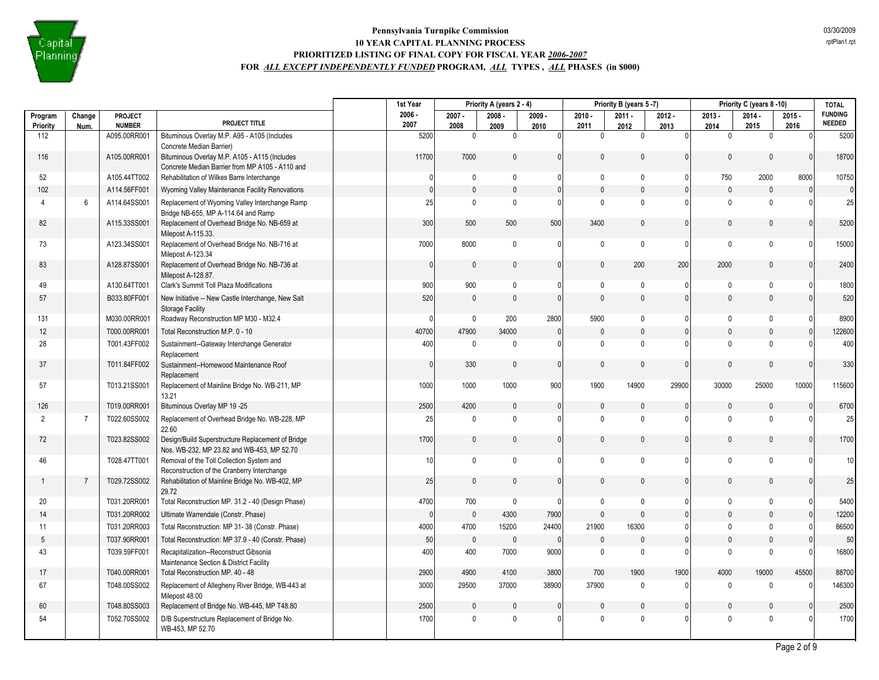# Pennsylvania Turnpike Commission

## 10 YEAR CAPITAL PLANNING PROCESS

## PRIORITIZED LISTING OF FINAL COPY FOR FISCAL YEAR *2006-2007*

## FOR *ALL EXCEPT INDEPENDENTLY FUNDED* PROGRAM, *ALL* TYPES , *ALL* PHASES (in $000)

03/30/2009
rptPlan1.rpt

| | | | | 1st Year | Priority A (years 2 - 4) | | | Priority B (years 5 -7) | | | Priority C (years 8 -10) | | | TOTAL |
|---|---|---|---|---|---|---|---|---|---|---|---|---|---|---|
| Program Priority | Change Num. | PROJECT NUMBER | PROJECT TITLE | 2006 - 2007 | 2007 - 2008 | 2008 - 2009 | 2009 - 2010 | 2010 - 2011 | 2011 - 2012 | 2012 - 2013 | 2013 - 2014 | 2014 - 2015 | 2015 - 2016 | FUNDING NEEDED |
| 112 | | A095.00RR001 | Bituminous Overlay M.P. A95 - A105 (Includes Concrete Median Barrier) | 5200 | 0 | 0 | 0 | 0 | 0 | 0 | 0 | 0 | 0 | 5200 |
| 116 | | A105.00RR001 | Bituminous Overlay M.P. A105 - A115 (Includes Concrete Median Barrier from MP A105 - A110 and | 11700 | 7000 | 0 | 0 | 0 | 0 | 0 | 0 | 0 | 0 | 18700 |
| 52 | | A105.44TT002 | Rehabilitation of Wilkes Barre Interchange | 0 | 0 | 0 | 0 | 0 | 0 | 0 | 750 | 2000 | 8000 | 10750 |
| 102 | | A114.56FF001 | Wyoming Valley Maintenance Facility Renovations | 0 | 0 | 0 | 0 | 0 | 0 | 0 | 0 | 0 | 0 | 0 |
| 4 | 6 | A114.64SS001 | Replacement of Wyoming Valley Interchange Ramp Bridge NB-655, MP A-114.64 and Ramp | 25 | 0 | 0 | 0 | 0 | 0 | 0 | 0 | 0 | 0 | 25 |
| 82 | | A115.33SS001 | Replacement of Overhead Bridge No. NB-659 at Milepost A-115.33. | 300 | 500 | 500 | 500 | 3400 | 0 | 0 | 0 | 0 | 0 | 5200 |
| 73 | | A123.34SS001 | Replacement of Overhead Bridge No. NB-716 at Milepost A-123.34 | 7000 | 8000 | 0 | 0 | 0 | 0 | 0 | 0 | 0 | 0 | 15000 |
| 83 | | A128.87SS001 | Replacement of Overhead Bridge No. NB-736 at Milepost A-128.87. | 0 | 0 | 0 | 0 | 0 | 200 | 200 | 2000 | 0 | 0 | 2400 |
| 49 | | A130.64TT001 | Clark's Summit Toll Plaza Modifications | 900 | 900 | 0 | 0 | 0 | 0 | 0 | 0 | 0 | 0 | 1800 |
| 57 | | B033.80FF001 | New Initiative -- New Castle Interchange, New Salt Storage Facility | 520 | 0 | 0 | 0 | 0 | 0 | 0 | 0 | 0 | 0 | 520 |
| 131 | | M030.00RR001 | Roadway Reconstruction MP M30 - M32.4 | 0 | 0 | 200 | 2800 | 5900 | 0 | 0 | 0 | 0 | 0 | 8900 |
| 12 | | T000.00RR001 | Total Reconstruction M.P. 0 - 10 | 40700 | 47900 | 34000 | 0 | 0 | 0 | 0 | 0 | 0 | 0 | 122600 |
| 28 | | T001.43FF002 | Sustainment--Gateway Interchange Generator Replacement | 400 | 0 | 0 | 0 | 0 | 0 | 0 | 0 | 0 | 0 | 400 |
| 37 | | T011.84FF002 | Sustainment--Homewood Maintenance Roof Replacement | 0 | 330 | 0 | 0 | 0 | 0 | 0 | 0 | 0 | 0 | 330 |
| 57 | | T013.21SS001 | Replacement of Mainline Bridge No. WB-211, MP 13.21 | 1000 | 1000 | 1000 | 900 | 1900 | 14900 | 29900 | 30000 | 25000 | 10000 | 115600 |
| 126 | | T019.00RR001 | Bituminous Overlay MP 19 -25 | 2500 | 4200 | 0 | 0 | 0 | 0 | 0 | 0 | 0 | 0 | 6700 |
| 2 | 7 | T022.60SS002 | Replacement of Overhead Bridge No. WB-228, MP 22.60 | 25 | 0 | 0 | 0 | 0 | 0 | 0 | 0 | 0 | 0 | 25 |
| 72 | | T023.82SS002 | Design/Build Superstructure Replacement of Bridge Nos. WB-232, MP 23.82 and WB-453, MP 52.70 | 1700 | 0 | 0 | 0 | 0 | 0 | 0 | 0 | 0 | 0 | 1700 |
| 46 | | T028.47TT001 | Removal of the Toll Collection System and Reconstruction of the Cranberry Interchange | 10 | 0 | 0 | 0 | 0 | 0 | 0 | 0 | 0 | 0 | 10 |
| 1 | 7 | T029.72SS002 | Rehabilitation of Mainline Bridge No. WB-402, MP 29.72 | 25 | 0 | 0 | 0 | 0 | 0 | 0 | 0 | 0 | 0 | 25 |
| 20 | | T031.20RR001 | Total Reconstruction MP. 31.2 - 40 (Design Phase) | 4700 | 700 | 0 | 0 | 0 | 0 | 0 | 0 | 0 | 0 | 5400 |
| 14 | | T031.20RR002 | Ultimate Warrendale (Constr. Phase) | 0 | 0 | 4300 | 7900 | 0 | 0 | 0 | 0 | 0 | 0 | 12200 |
| 11 | | T031.20RR003 | Total Reconstruction: MP 31- 38 (Constr. Phase) | 4000 | 4700 | 15200 | 24400 | 21900 | 16300 | 0 | 0 | 0 | 0 | 86500 |
| 5 | | T037.90RR001 | Total Reconstruction: MP 37.9 - 40 (Constr. Phase) | 50 | 0 | 0 | 0 | 0 | 0 | 0 | 0 | 0 | 0 | 50 |
| 43 | | T039.59FF001 | Recapitalization--Reconstruct Gibsonia Maintenance Section & District Facility | 400 | 400 | 7000 | 9000 | 0 | 0 | 0 | 0 | 0 | 0 | 16800 |
| 17 | | T040.00RR001 | Total Reconstruction MP. 40 - 48 | 2900 | 4900 | 4100 | 3800 | 700 | 1900 | 1900 | 4000 | 19000 | 45500 | 88700 |
| 67 | | T048.00SS002 | Replacement of Allegheny River Bridge, WB-443 at Milepost 48.00 | 3000 | 29500 | 37000 | 38900 | 37900 | 0 | 0 | 0 | 0 | 0 | 146300 |
| 60 | | T048.80SS003 | Replacement of Bridge No. WB-445, MP T48.80 | 2500 | 0 | 0 | 0 | 0 | 0 | 0 | 0 | 0 | 0 | 2500 |
| 54 | | T052.70SS002 | D/B Superstructure Replacement of Bridge No. WB-453, MP 52.70 | 1700 | 0 | 0 | 0 | 0 | 0 | 0 | 0 | 0 | 0 | 1700 |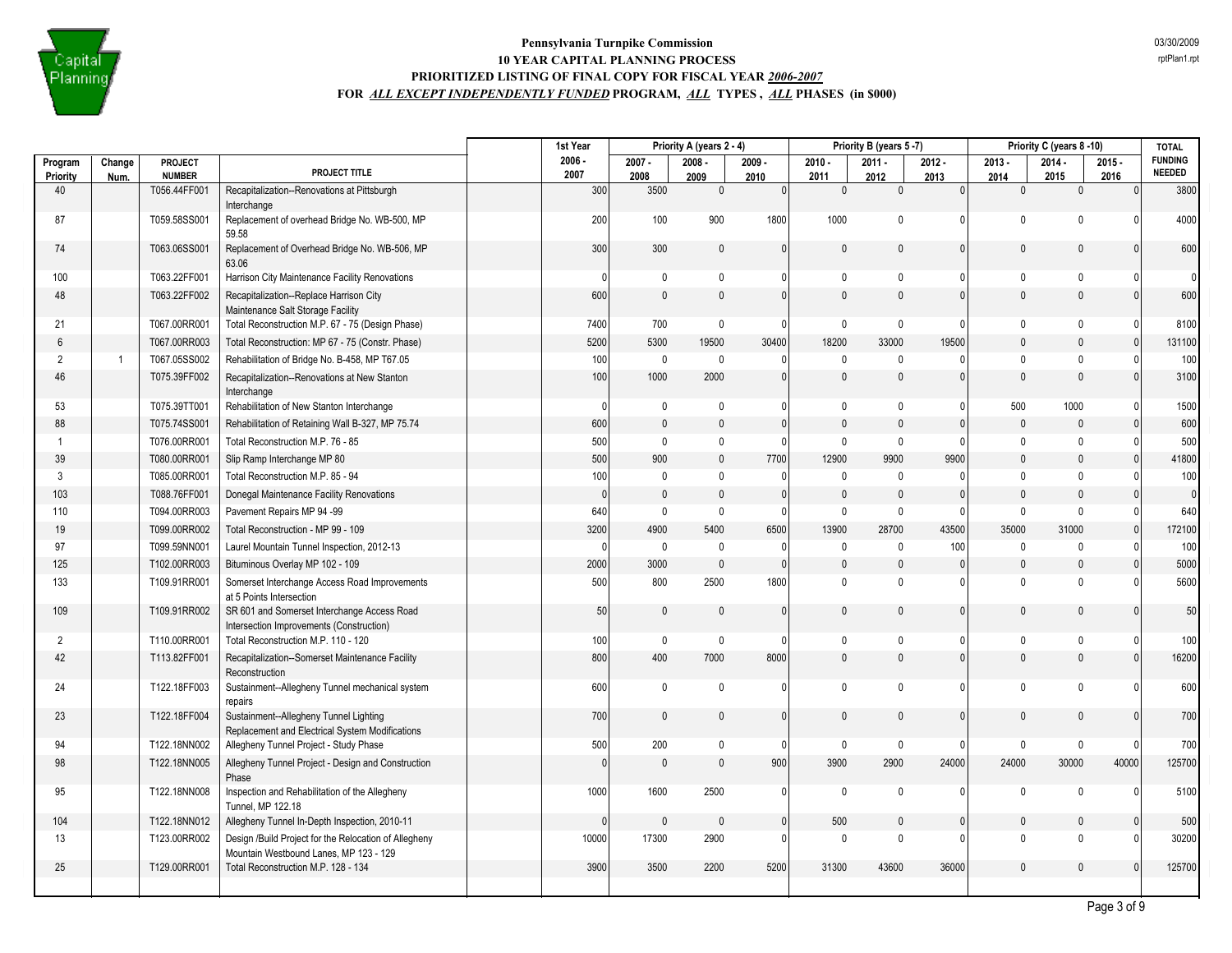# Pennsylvania Turnpike Commission
## 10 YEAR CAPITAL PLANNING PROCESS
### PRIORITIZED LISTING OF FINAL COPY FOR FISCAL YEAR *2006-2007*
### FOR *ALL EXCEPT INDEPENDENTLY FUNDED* PROGRAM, *ALL* TYPES , *ALL* PHASES (in $000)

| | | | | 1st Year | Priority A (years 2 - 4) | | | Priority B (years 5 -7) | | | Priority C (years 8 -10) | | | TOTAL |
|---|---|---|---|---|---|---|---|---|---|---|---|---|---|---|
| Program Priority | Change Num. | PROJECT NUMBER | PROJECT TITLE | 2006 - 2007 | 2007 - 2008 | 2008 - 2009 | 2009 - 2010 | 2010 - 2011 | 2011 - 2012 | 2012 - 2013 | 2013 - 2014 | 2014 - 2015 | 2015 - 2016 | FUNDING NEEDED |
| 40 | | T056.44FF001 | Recapitalization--Renovations at Pittsburgh Interchange | 300 | 3500 | 0 | 0 | 0 | 0 | 0 | 0 | 0 | 0 | 3800 |
| 87 | | T059.58SS001 | Replacement of overhead Bridge No. WB-500, MP 59.58 | 200 | 100 | 900 | 1800 | 1000 | 0 | 0 | 0 | 0 | 0 | 4000 |
| 74 | | T063.06SS001 | Replacement of Overhead Bridge No. WB-506, MP 63.06 | 300 | 300 | 0 | 0 | 0 | 0 | 0 | 0 | 0 | 0 | 600 |
| 100 | | T063.22FF001 | Harrison City Maintenance Facility Renovations | 0 | 0 | 0 | 0 | 0 | 0 | 0 | 0 | 0 | 0 | 0 |
| 48 | | T063.22FF002 | Recapitalization--Replace Harrison City Maintenance Salt Storage Facility | 600 | 0 | 0 | 0 | 0 | 0 | 0 | 0 | 0 | 0 | 600 |
| 21 | | T067.00RR001 | Total Reconstruction M.P. 67 - 75 (Design Phase) | 7400 | 700 | 0 | 0 | 0 | 0 | 0 | 0 | 0 | 0 | 8100 |
| 6 | | T067.00RR003 | Total Reconstruction: MP 67 - 75 (Constr. Phase) | 5200 | 5300 | 19500 | 30400 | 18200 | 33000 | 19500 | 0 | 0 | 0 | 131100 |
| 2 | 1 | T067.05SS002 | Rehabilitation of Bridge No. B-458, MP T67.05 | 100 | 0 | 0 | 0 | 0 | 0 | 0 | 0 | 0 | 0 | 100 |
| 46 | | T075.39FF002 | Recapitalization--Renovations at New Stanton Interchange | 100 | 1000 | 2000 | 0 | 0 | 0 | 0 | 0 | 0 | 0 | 3100 |
| 53 | | T075.39TT001 | Rehabilitation of New Stanton Interchange | 0 | 0 | 0 | 0 | 0 | 0 | 0 | 500 | 1000 | 0 | 1500 |
| 88 | | T075.74SS001 | Rehabilitation of Retaining Wall B-327, MP 75.74 | 600 | 0 | 0 | 0 | 0 | 0 | 0 | 0 | 0 | 0 | 600 |
| 1 | | T076.00RR001 | Total Reconstruction M.P. 76 - 85 | 500 | 0 | 0 | 0 | 0 | 0 | 0 | 0 | 0 | 0 | 500 |
| 39 | | T080.00RR001 | Slip Ramp Interchange MP 80 | 500 | 900 | 0 | 7700 | 12900 | 9900 | 9900 | 0 | 0 | 0 | 41800 |
| 3 | | T085.00RR001 | Total Reconstruction M.P. 85 - 94 | 100 | 0 | 0 | 0 | 0 | 0 | 0 | 0 | 0 | 0 | 100 |
| 103 | | T088.76FF001 | Donegal Maintenance Facility Renovations | 0 | 0 | 0 | 0 | 0 | 0 | 0 | 0 | 0 | 0 | 0 |
| 110 | | T094.00RR003 | Pavement Repairs MP 94 -99 | 640 | 0 | 0 | 0 | 0 | 0 | 0 | 0 | 0 | 0 | 640 |
| 19 | | T099.00RR002 | Total Reconstruction - MP 99 - 109 | 3200 | 4900 | 5400 | 6500 | 13900 | 28700 | 43500 | 35000 | 31000 | 0 | 172100 |
| 97 | | T099.59NN001 | Laurel Mountain Tunnel Inspection, 2012-13 | 0 | 0 | 0 | 0 | 0 | 0 | 100 | 0 | 0 | 0 | 100 |
| 125 | | T102.00RR003 | Bituminous Overlay MP 102 - 109 | 2000 | 3000 | 0 | 0 | 0 | 0 | 0 | 0 | 0 | 0 | 5000 |
| 133 | | T109.91RR001 | Somerset Interchange Access Road Improvements at 5 Points Intersection | 500 | 800 | 2500 | 1800 | 0 | 0 | 0 | 0 | 0 | 0 | 5600 |
| 109 | | T109.91RR002 | SR 601 and Somerset Interchange Access Road Intersection Improvements (Construction) | 50 | 0 | 0 | 0 | 0 | 0 | 0 | 0 | 0 | 0 | 50 |
| 2 | | T110.00RR001 | Total Reconstruction M.P. 110 - 120 | 100 | 0 | 0 | 0 | 0 | 0 | 0 | 0 | 0 | 0 | 100 |
| 42 | | T113.82FF001 | Recapitalization--Somerset Maintenance Facility Reconstruction | 800 | 400 | 7000 | 8000 | 0 | 0 | 0 | 0 | 0 | 0 | 16200 |
| 24 | | T122.18FF003 | Sustainment--Allegheny Tunnel mechanical system repairs | 600 | 0 | 0 | 0 | 0 | 0 | 0 | 0 | 0 | 0 | 600 |
| 23 | | T122.18FF004 | Sustainment--Allegheny Tunnel Lighting Replacement and Electrical System Modifications | 700 | 0 | 0 | 0 | 0 | 0 | 0 | 0 | 0 | 0 | 700 |
| 94 | | T122.18NN002 | Allegheny Tunnel Project - Study Phase | 500 | 200 | 0 | 0 | 0 | 0 | 0 | 0 | 0 | 0 | 700 |
| 98 | | T122.18NN005 | Allegheny Tunnel Project - Design and Construction Phase | 0 | 0 | 0 | 900 | 3900 | 2900 | 24000 | 24000 | 30000 | 40000 | 125700 |
| 95 | | T122.18NN008 | Inspection and Rehabilitation of the Allegheny Tunnel, MP 122.18 | 1000 | 1600 | 2500 | 0 | 0 | 0 | 0 | 0 | 0 | 0 | 5100 |
| 104 | | T122.18NN012 | Allegheny Tunnel In-Depth Inspection, 2010-11 | 0 | 0 | 0 | 0 | 500 | 0 | 0 | 0 | 0 | 0 | 500 |
| 13 | | T123.00RR002 | Design /Build Project for the Relocation of Allegheny Mountain Westbound Lanes, MP 123 - 129 | 10000 | 17300 | 2900 | 0 | 0 | 0 | 0 | 0 | 0 | 0 | 30200 |
| 25 | | T129.00RR001 | Total Reconstruction M.P. 128 - 134 | 3900 | 3500 | 2200 | 5200 | 31300 | 43600 | 36000 | 0 | 0 | 0 | 125700 |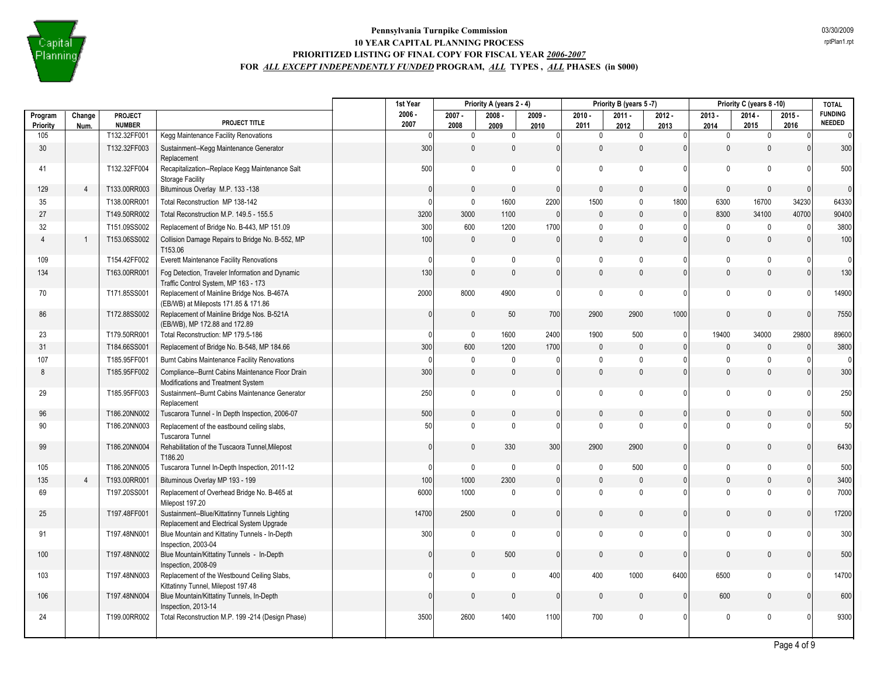# Pennsylvania Turnpike Commission
## 10 YEAR CAPITAL PLANNING PROCESS
### PRIORITIZED LISTING OF FINAL COPY FOR FISCAL YEAR *2006-2007*
### FOR *ALL EXCEPT INDEPENDENTLY FUNDED* PROGRAM, *ALL* TYPES , *ALL* PHASES (in $000)

03/30/2009
rptPlan1.rpt

| | | | | 1st Year | Priority A (years 2 - 4) | | | Priority B (years 5 -7) | | | Priority C (years 8 -10) | | | TOTAL |
|---|---|---|---|---|---|---|---|---|---|---|---|---|---|---|
| Program Priority | Change Num. | PROJECT NUMBER | PROJECT TITLE | 2006 - 2007 | 2007 - 2008 | 2008 - 2009 | 2009 - 2010 | 2010 - 2011 | 2011 - 2012 | 2012 - 2013 | 2013 - 2014 | 2014 - 2015 | 2015 - 2016 | FUNDING NEEDED |
| 105 | | T132.32FF001 | Kegg Maintenance Facility Renovations | 0 | 0 | 0 | 0 | 0 | 0 | 0 | 0 | 0 | 0 | 0 |
| 30 | | T132.32FF003 | Sustainment--Kegg Maintenance Generator Replacement | 300 | 0 | 0 | 0 | 0 | 0 | 0 | 0 | 0 | 0 | 300 |
| 41 | | T132.32FF004 | Recapitalization--Replace Kegg Maintenance Salt Storage Facility | 500 | 0 | 0 | 0 | 0 | 0 | 0 | 0 | 0 | 0 | 500 |
| 129 | 4 | T133.00RR003 | Bituminous Overlay M.P. 133 -138 | 0 | 0 | 0 | 0 | 0 | 0 | 0 | 0 | 0 | 0 | 0 |
| 35 | | T138.00RR001 | Total Reconstruction MP 138-142 | 0 | 0 | 1600 | 2200 | 1500 | 0 | 1800 | 6300 | 16700 | 34230 | 64330 |
| 27 | | T149.50RR002 | Total Reconstruction M.P. 149.5 - 155.5 | 3200 | 3000 | 1100 | 0 | 0 | 0 | 0 | 8300 | 34100 | 40700 | 90400 |
| 32 | | T151.09SS002 | Replacement of Bridge No. B-443, MP 151.09 | 300 | 600 | 1200 | 1700 | 0 | 0 | 0 | 0 | 0 | 0 | 3800 |
| 4 | 1 | T153.06SS002 | Collision Damage Repairs to Bridge No. B-552, MP T153.06 | 100 | 0 | 0 | 0 | 0 | 0 | 0 | 0 | 0 | 0 | 100 |
| 109 | | T154.42FF002 | Everett Maintenance Facility Renovations | 0 | 0 | 0 | 0 | 0 | 0 | 0 | 0 | 0 | 0 | 0 |
| 134 | | T163.00RR001 | Fog Detection, Traveler Information and Dynamic Traffic Control System, MP 163 - 173 | 130 | 0 | 0 | 0 | 0 | 0 | 0 | 0 | 0 | 0 | 130 |
| 70 | | T171.85SS001 | Replacement of Mainline Bridge Nos. B-467A (EB/WB) at Mileposts 171.85 & 171.86 | 2000 | 8000 | 4900 | 0 | 0 | 0 | 0 | 0 | 0 | 0 | 14900 |
| 86 | | T172.88SS002 | Replacement of Mainline Bridge Nos. B-521A (EB/WB), MP 172.88 and 172.89 | 0 | 0 | 50 | 700 | 2900 | 2900 | 1000 | 0 | 0 | 0 | 7550 |
| 23 | | T179.50RR001 | Total Reconstruction: MP 179.5-186 | 0 | 0 | 1600 | 2400 | 1900 | 500 | 0 | 19400 | 34000 | 29800 | 89600 |
| 31 | | T184.66SS001 | Replacement of Bridge No. B-548, MP 184.66 | 300 | 600 | 1200 | 1700 | 0 | 0 | 0 | 0 | 0 | 0 | 3800 |
| 107 | | T185.95FF001 | Burnt Cabins Maintenance Facility Renovations | 0 | 0 | 0 | 0 | 0 | 0 | 0 | 0 | 0 | 0 | 0 |
| 8 | | T185.95FF002 | Compliance--Burnt Cabins Maintenance Floor Drain Modifications and Treatment System | 300 | 0 | 0 | 0 | 0 | 0 | 0 | 0 | 0 | 0 | 300 |
| 29 | | T185.95FF003 | Sustainment--Burnt Cabins Maintenance Generator Replacement | 250 | 0 | 0 | 0 | 0 | 0 | 0 | 0 | 0 | 0 | 250 |
| 96 | | T186.20NN002 | Tuscarora Tunnel - In Depth Inspection, 2006-07 | 500 | 0 | 0 | 0 | 0 | 0 | 0 | 0 | 0 | 0 | 500 |
| 90 | | T186.20NN003 | Replacement of the eastbound ceiling slabs, Tuscarora Tunnel | 50 | 0 | 0 | 0 | 0 | 0 | 0 | 0 | 0 | 0 | 50 |
| 99 | | T186.20NN004 | Rehabilitation of the Tuscaora Tunnel,Milepost T186.20 | 0 | 0 | 330 | 300 | 2900 | 2900 | 0 | 0 | 0 | 0 | 6430 |
| 105 | | T186.20NN005 | Tuscarora Tunnel In-Depth Inspection, 2011-12 | 0 | 0 | 0 | 0 | 0 | 500 | 0 | 0 | 0 | 0 | 500 |
| 135 | 4 | T193.00RR001 | Bituminous Overlay MP 193 - 199 | 100 | 1000 | 2300 | 0 | 0 | 0 | 0 | 0 | 0 | 0 | 3400 |
| 69 | | T197.20SS001 | Replacement of Overhead Bridge No. B-465 at Milepost 197.20 | 6000 | 1000 | 0 | 0 | 0 | 0 | 0 | 0 | 0 | 0 | 7000 |
| 25 | | T197.48FF001 | Sustainment--Blue/Kittatinny Tunnels Lighting Replacement and Electrical System Upgrade | 14700 | 2500 | 0 | 0 | 0 | 0 | 0 | 0 | 0 | 0 | 17200 |
| 91 | | T197.48NN001 | Blue Mountain and Kittatiny Tunnels - In-Depth Inspection, 2003-04 | 300 | 0 | 0 | 0 | 0 | 0 | 0 | 0 | 0 | 0 | 300 |
| 100 | | T197.48NN002 | Blue Mountain/Kittatiny Tunnels - In-Depth Inspection, 2008-09 | 0 | 0 | 500 | 0 | 0 | 0 | 0 | 0 | 0 | 0 | 500 |
| 103 | | T197.48NN003 | Replacement of the Westbound Ceiling Slabs, Kittatinny Tunnel, Milepost 197.48 | 0 | 0 | 0 | 400 | 400 | 1000 | 6400 | 6500 | 0 | 0 | 14700 |
| 106 | | T197.48NN004 | Blue Mountain/Kittatiny Tunnels, In-Depth Inspection, 2013-14 | 0 | 0 | 0 | 0 | 0 | 0 | 0 | 600 | 0 | 0 | 600 |
| 24 | | T199.00RR002 | Total Reconstruction M.P. 199 -214 (Design Phase) | 3500 | 2600 | 1400 | 1100 | 700 | 0 | 0 | 0 | 0 | 0 | 9300 |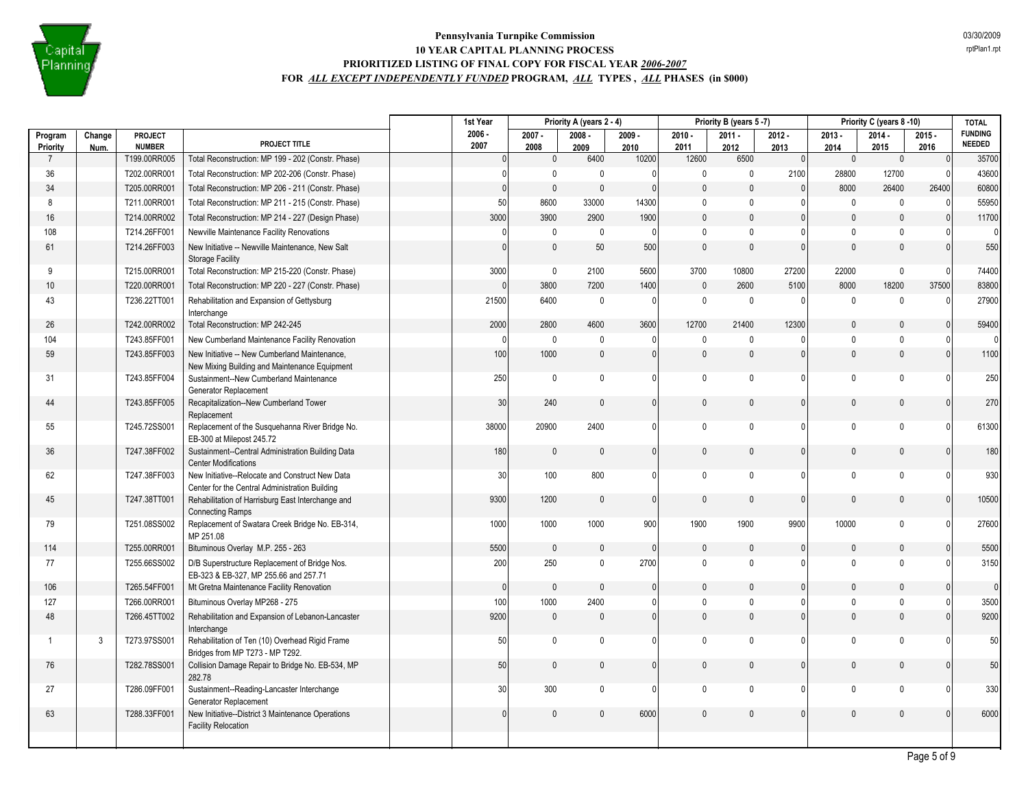**Pennsylvania Turnpike Commission**
**10 YEAR CAPITAL PLANNING PROCESS**
**PRIORITIZED LISTING OF FINAL COPY FOR FISCAL YEAR *2006-2007***
**FOR *ALL EXCEPT INDEPENDENTLY FUNDED* PROGRAM, *ALL* TYPES , *ALL* PHASES (in $000)**

03/30/2009
rptPlan1.rpt

| Program Priority | Change Num. | PROJECT NUMBER | PROJECT TITLE | 1st Year 2006 - 2007 | Priority A (years 2 - 4) 2007 - 2008 | 2008 - 2009 | 2009 - 2010 | Priority B (years 5 -7) 2010 - 2011 | 2011 - 2012 | 2012 - 2013 | Priority C (years 8 -10) 2013 - 2014 | 2014 - 2015 | 2015 - 2016 | TOTAL FUNDING NEEDED |
|---|---|---|---|---|---|---|---|---|---|---|---|---|---|---|
| 7 | | T199.00RR005 | Total Reconstruction: MP 199 - 202 (Constr. Phase) | 0 | 0 | 6400 | 10200 | 12600 | 6500 | 0 | 0 | 0 | 0 | 35700 |
| 36 | | T202.00RR001 | Total Reconstruction: MP 202-206 (Constr. Phase) | 0 | 0 | 0 | 0 | 0 | 0 | 2100 | 28800 | 12700 | 0 | 43600 |
| 34 | | T205.00RR001 | Total Reconstruction: MP 206 - 211 (Constr. Phase) | 0 | 0 | 0 | 0 | 0 | 0 | 0 | 8000 | 26400 | 26400 | 60800 |
| 8 | | T211.00RR001 | Total Reconstruction: MP 211 - 215 (Constr. Phase) | 50 | 8600 | 33000 | 14300 | 0 | 0 | 0 | 0 | 0 | 0 | 55950 |
| 16 | | T214.00RR002 | Total Reconstruction: MP 214 - 227 (Design Phase) | 3000 | 3900 | 2900 | 1900 | 0 | 0 | 0 | 0 | 0 | 0 | 11700 |
| 108 | | T214.26FF001 | Newville Maintenance Facility Renovations | 0 | 0 | 0 | 0 | 0 | 0 | 0 | 0 | 0 | 0 | 0 |
| 61 | | T214.26FF003 | New Initiative -- Newville Maintenance, New Salt Storage Facility | 0 | 0 | 50 | 500 | 0 | 0 | 0 | 0 | 0 | 0 | 550 |
| 9 | | T215.00RR001 | Total Reconstruction: MP 215-220 (Constr. Phase) | 3000 | 0 | 2100 | 5600 | 3700 | 10800 | 27200 | 22000 | 0 | 0 | 74400 |
| 10 | | T220.00RR001 | Total Reconstruction: MP 220 - 227 (Constr. Phase) | 0 | 3800 | 7200 | 1400 | 0 | 2600 | 5100 | 8000 | 18200 | 37500 | 83800 |
| 43 | | T236.22TT001 | Rehabilitation and Expansion of Gettysburg Interchange | 21500 | 6400 | 0 | 0 | 0 | 0 | 0 | 0 | 0 | 0 | 27900 |
| 26 | | T242.00RR002 | Total Reconstruction: MP 242-245 | 2000 | 2800 | 4600 | 3600 | 12700 | 21400 | 12300 | 0 | 0 | 0 | 59400 |
| 104 | | T243.85FF001 | New Cumberland Maintenance Facility Renovation | 0 | 0 | 0 | 0 | 0 | 0 | 0 | 0 | 0 | 0 | 0 |
| 59 | | T243.85FF003 | New Initiative -- New Cumberland Maintenance, New Mixing Building and Maintenance Equipment | 100 | 1000 | 0 | 0 | 0 | 0 | 0 | 0 | 0 | 0 | 1100 |
| 31 | | T243.85FF004 | Sustainment--New Cumberland Maintenance Generator Replacement | 250 | 0 | 0 | 0 | 0 | 0 | 0 | 0 | 0 | 0 | 250 |
| 44 | | T243.85FF005 | Recapitalization--New Cumberland Tower Replacement | 30 | 240 | 0 | 0 | 0 | 0 | 0 | 0 | 0 | 0 | 270 |
| 55 | | T245.72SS001 | Replacement of the Susquehanna River Bridge No. EB-300 at Milepost 245.72 | 38000 | 20900 | 2400 | 0 | 0 | 0 | 0 | 0 | 0 | 0 | 61300 |
| 36 | | T247.38FF002 | Sustainment--Central Administration Building Data Center Modifications | 180 | 0 | 0 | 0 | 0 | 0 | 0 | 0 | 0 | 0 | 180 |
| 62 | | T247.38FF003 | New Initiative--Relocate and Construct New Data Center for the Central Administration Building | 30 | 100 | 800 | 0 | 0 | 0 | 0 | 0 | 0 | 0 | 930 |
| 45 | | T247.38TT001 | Rehabilitation of Harrisburg East Interchange and Connecting Ramps | 9300 | 1200 | 0 | 0 | 0 | 0 | 0 | 0 | 0 | 0 | 10500 |
| 79 | | T251.08SS002 | Replacement of Swatara Creek Bridge No. EB-314, MP 251.08 | 1000 | 1000 | 1000 | 900 | 1900 | 1900 | 9900 | 10000 | 0 | 0 | 27600 |
| 114 | | T255.00RR001 | Bituminous Overlay M.P. 255 - 263 | 5500 | 0 | 0 | 0 | 0 | 0 | 0 | 0 | 0 | 0 | 5500 |
| 77 | | T255.66SS002 | D/B Superstructure Replacement of Bridge Nos. EB-323 & EB-327, MP 255.66 and 257.71 | 200 | 250 | 0 | 2700 | 0 | 0 | 0 | 0 | 0 | 0 | 3150 |
| 106 | | T265.54FF001 | Mt Gretna Maintenance Facility Renovation | 0 | 0 | 0 | 0 | 0 | 0 | 0 | 0 | 0 | 0 | 0 |
| 127 | | T266.00RR001 | Bituminous Overlay MP268 - 275 | 100 | 1000 | 2400 | 0 | 0 | 0 | 0 | 0 | 0 | 0 | 3500 |
| 48 | | T266.45TT002 | Rehabilitation and Expansion of Lebanon-Lancaster Interchange | 9200 | 0 | 0 | 0 | 0 | 0 | 0 | 0 | 0 | 0 | 9200 |
| 1 | 3 | T273.97SS001 | Rehabilitation of Ten (10) Overhead Rigid Frame Bridges from MP T273 - MP T292. | 50 | 0 | 0 | 0 | 0 | 0 | 0 | 0 | 0 | 0 | 50 |
| 76 | | T282.78SS001 | Collision Damage Repair to Bridge No. EB-534, MP 282.78 | 50 | 0 | 0 | 0 | 0 | 0 | 0 | 0 | 0 | 0 | 50 |
| 27 | | T286.09FF001 | Sustainment--Reading-Lancaster Interchange Generator Replacement | 30 | 300 | 0 | 0 | 0 | 0 | 0 | 0 | 0 | 0 | 330 |
| 63 | | T288.33FF001 | New Initiative--District 3 Maintenance Operations Facility Relocation | 0 | 0 | 0 | 6000 | 0 | 0 | 0 | 0 | 0 | 0 | 6000 |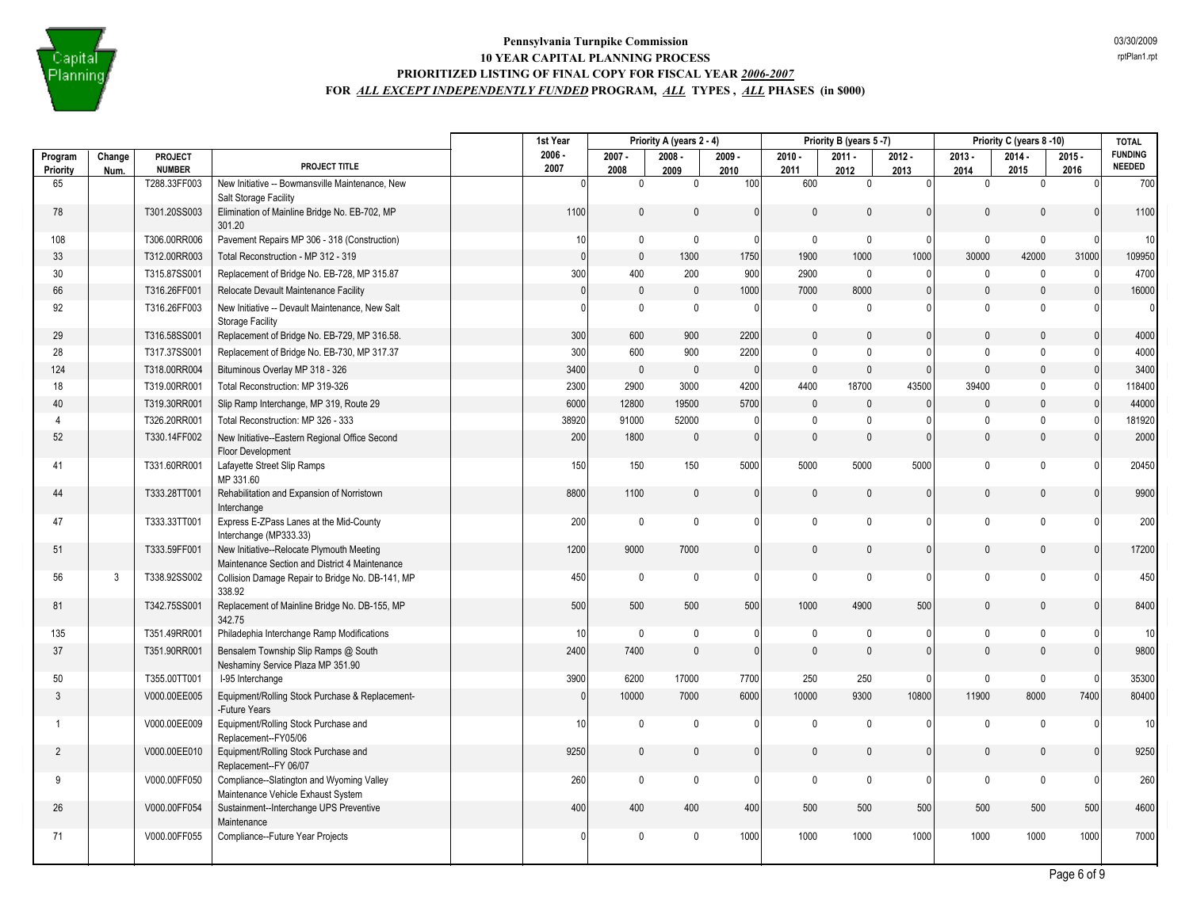# Pennsylvania Turnpike Commission
## 10 YEAR CAPITAL PLANNING PROCESS
### PRIORITIZED LISTING OF FINAL COPY FOR FISCAL YEAR *2006-2007*
### FOR *ALL EXCEPT INDEPENDENTLY FUNDED* PROGRAM, *ALL* TYPES , *ALL* PHASES (in $000)

03/30/2009
rptPlan1.rpt

| Program Priority | Change Num. | PROJECT NUMBER | PROJECT TITLE | 1st Year 2006 - 2007 | Priority A (years 2 - 4) 2007 - 2008 | 2008 - 2009 | 2009 - 2010 | Priority B (years 5 -7) 2010 - 2011 | 2011 - 2012 | 2012 - 2013 | Priority C (years 8 -10) 2013 - 2014 | 2014 - 2015 | 2015 - 2016 | TOTAL FUNDING NEEDED |
|---|---|---|---|---|---|---|---|---|---|---|---|---|---|---|
| 65 | | T288.33FF003 | New Initiative -- Bowmansville Maintenance, New Salt Storage Facility | 0 | 0 | 0 | 100 | 600 | 0 | 0 | 0 | 0 | 0 | 700 |
| 78 | | T301.20SS003 | Elimination of Mainline Bridge No. EB-702, MP 301.20 | 1100 | 0 | 0 | 0 | 0 | 0 | 0 | 0 | 0 | 0 | 1100 |
| 108 | | T306.00RR006 | Pavement Repairs MP 306 - 318 (Construction) | 10 | 0 | 0 | 0 | 0 | 0 | 0 | 0 | 0 | 0 | 10 |
| 33 | | T312.00RR003 | Total Reconstruction - MP 312 - 319 | 0 | 0 | 1300 | 1750 | 1900 | 1000 | 1000 | 30000 | 42000 | 31000 | 109950 |
| 30 | | T315.87SS001 | Replacement of Bridge No. EB-728, MP 315.87 | 300 | 400 | 200 | 900 | 2900 | 0 | 0 | 0 | 0 | 0 | 4700 |
| 66 | | T316.26FF001 | Relocate Devault Maintenance Facility | 0 | 0 | 0 | 1000 | 7000 | 8000 | 0 | 0 | 0 | 0 | 16000 |
| 92 | | T316.26FF003 | New Initiative -- Devault Maintenance, New Salt Storage Facility | 0 | 0 | 0 | 0 | 0 | 0 | 0 | 0 | 0 | 0 | 0 |
| 29 | | T316.58SS001 | Replacement of Bridge No. EB-729, MP 316.58. | 300 | 600 | 900 | 2200 | 0 | 0 | 0 | 0 | 0 | 0 | 4000 |
| 28 | | T317.37SS001 | Replacement of Bridge No. EB-730, MP 317.37 | 300 | 600 | 900 | 2200 | 0 | 0 | 0 | 0 | 0 | 0 | 4000 |
| 124 | | T318.00RR004 | Bituminous Overlay MP 318 - 326 | 3400 | 0 | 0 | 0 | 0 | 0 | 0 | 0 | 0 | 0 | 3400 |
| 18 | | T319.00RR001 | Total Reconstruction: MP 319-326 | 2300 | 2900 | 3000 | 4200 | 4400 | 18700 | 43500 | 39400 | 0 | 0 | 118400 |
| 40 | | T319.30RR001 | Slip Ramp Interchange, MP 319, Route 29 | 6000 | 12800 | 19500 | 5700 | 0 | 0 | 0 | 0 | 0 | 0 | 44000 |
| 4 | | T326.20RR001 | Total Reconstruction: MP 326 - 333 | 38920 | 91000 | 52000 | 0 | 0 | 0 | 0 | 0 | 0 | 0 | 181920 |
| 52 | | T330.14FF002 | New Initiative--Eastern Regional Office Second Floor Development | 200 | 1800 | 0 | 0 | 0 | 0 | 0 | 0 | 0 | 0 | 2000 |
| 41 | | T331.60RR001 | Lafayette Street Slip Ramps MP 331.60 | 150 | 150 | 150 | 5000 | 5000 | 5000 | 5000 | 0 | 0 | 0 | 20450 |
| 44 | | T333.28TT001 | Rehabilitation and Expansion of Norristown Interchange | 8800 | 1100 | 0 | 0 | 0 | 0 | 0 | 0 | 0 | 0 | 9900 |
| 47 | | T333.33TT001 | Express E-ZPass Lanes at the Mid-County Interchange (MP333.33) | 200 | 0 | 0 | 0 | 0 | 0 | 0 | 0 | 0 | 0 | 200 |
| 51 | | T333.59FF001 | New Initiative--Relocate Plymouth Meeting Maintenance Section and District 4 Maintenance | 1200 | 9000 | 7000 | 0 | 0 | 0 | 0 | 0 | 0 | 0 | 17200 |
| 56 | 3 | T338.92SS002 | Collision Damage Repair to Bridge No. DB-141, MP 338.92 | 450 | 0 | 0 | 0 | 0 | 0 | 0 | 0 | 0 | 0 | 450 |
| 81 | | T342.75SS001 | Replacement of Mainline Bridge No. DB-155, MP 342.75 | 500 | 500 | 500 | 500 | 1000 | 4900 | 500 | 0 | 0 | 0 | 8400 |
| 135 | | T351.49RR001 | Philadephia Interchange Ramp Modifications | 10 | 0 | 0 | 0 | 0 | 0 | 0 | 0 | 0 | 0 | 10 |
| 37 | | T351.90RR001 | Bensalem Township Slip Ramps @ South Neshaminy Service Plaza MP 351.90 | 2400 | 7400 | 0 | 0 | 0 | 0 | 0 | 0 | 0 | 0 | 9800 |
| 50 | | T355.00TT001 | I-95 Interchange | 3900 | 6200 | 17000 | 7700 | 250 | 250 | 0 | 0 | 0 | 0 | 35300 |
| 3 | | V000.00EE005 | Equipment/Rolling Stock Purchase & Replacement--Future Years | 0 | 10000 | 7000 | 6000 | 10000 | 9300 | 10800 | 11900 | 8000 | 7400 | 80400 |
| 1 | | V000.00EE009 | Equipment/Rolling Stock Purchase and Replacement--FY05/06 | 10 | 0 | 0 | 0 | 0 | 0 | 0 | 0 | 0 | 0 | 10 |
| 2 | | V000.00EE010 | Equipment/Rolling Stock Purchase and Replacement--FY 06/07 | 9250 | 0 | 0 | 0 | 0 | 0 | 0 | 0 | 0 | 0 | 9250 |
| 9 | | V000.00FF050 | Compliance--Slatington and Wyoming Valley Maintenance Vehicle Exhaust System | 260 | 0 | 0 | 0 | 0 | 0 | 0 | 0 | 0 | 0 | 260 |
| 26 | | V000.00FF054 | Sustainment--Interchange UPS Preventive Maintenance | 400 | 400 | 400 | 400 | 500 | 500 | 500 | 500 | 500 | 500 | 4600 |
| 71 | | V000.00FF055 | Compliance--Future Year Projects | 0 | 0 | 0 | 1000 | 1000 | 1000 | 1000 | 1000 | 1000 | 1000 | 7000 |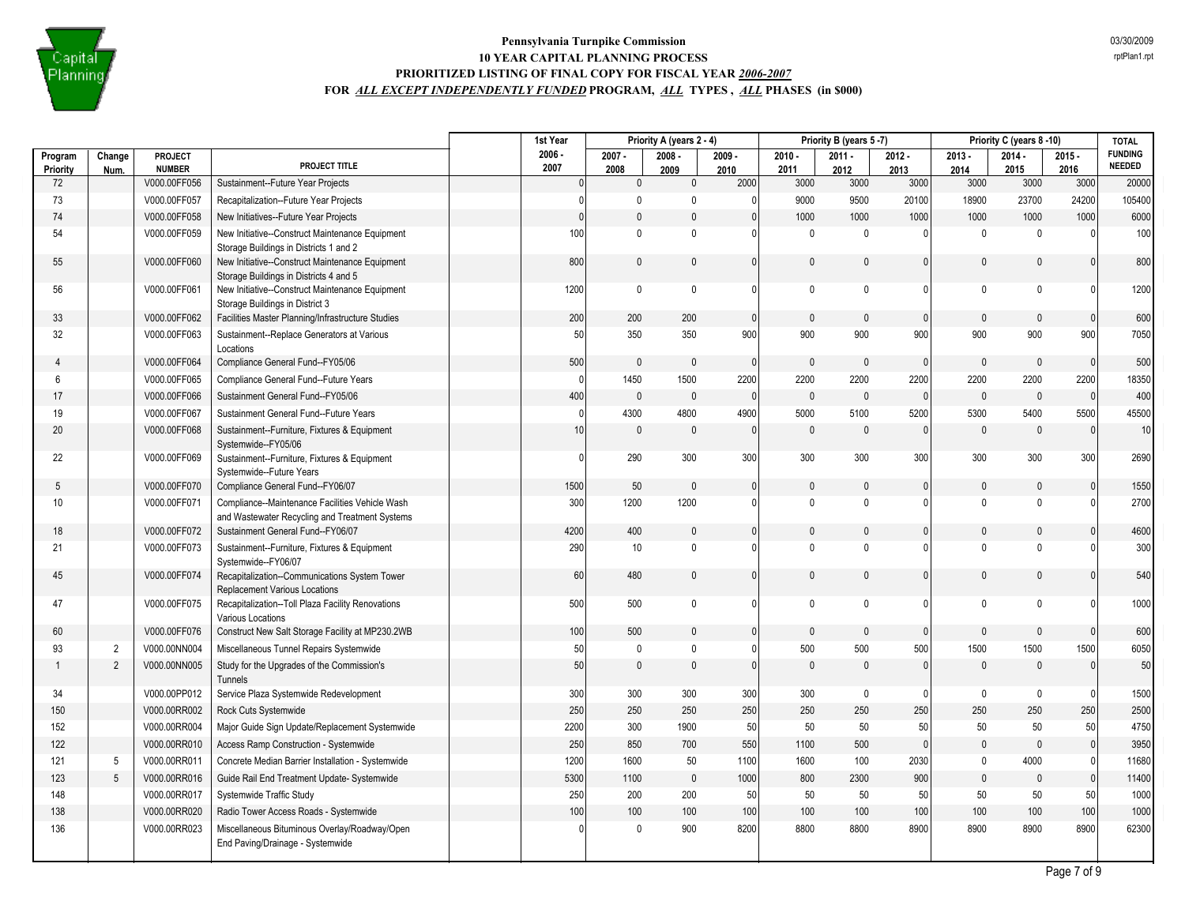**Pennsylvania Turnpike Commission**
**10 YEAR CAPITAL PLANNING PROCESS**
**PRIORITIZED LISTING OF FINAL COPY FOR FISCAL YEAR *2006-2007***
**FOR *ALL EXCEPT INDEPENDENTLY FUNDED* PROGRAM, *ALL* TYPES , *ALL* PHASES (in $000)**

03/30/2009
rptPlan1.rpt

| | | | | 1st Year | Priority A (years 2 - 4) | | | Priority B (years 5 -7) | | | Priority C (years 8 -10) | | | TOTAL |
|---|---|---|---|---|---|---|---|---|---|---|---|---|---|---|
| Program Priority | Change Num. | PROJECT NUMBER | PROJECT TITLE | 2006 - 2007 | 2007 - 2008 | 2008 - 2009 | 2009 - 2010 | 2010 - 2011 | 2011 - 2012 | 2012 - 2013 | 2013 - 2014 | 2014 - 2015 | 2015 - 2016 | FUNDING NEEDED |
| 72 | | V000.00FF056 | Sustainment--Future Year Projects | 0 | 0 | 0 | 2000 | 3000 | 3000 | 3000 | 3000 | 3000 | 3000 | 20000 |
| 73 | | V000.00FF057 | Recapitalization--Future Year Projects | 0 | 0 | 0 | 0 | 9000 | 9500 | 20100 | 18900 | 23700 | 24200 | 105400 |
| 74 | | V000.00FF058 | New Initiatives--Future Year Projects | 0 | 0 | 0 | 0 | 1000 | 1000 | 1000 | 1000 | 1000 | 1000 | 6000 |
| 54 | | V000.00FF059 | New Initiative--Construct Maintenance Equipment Storage Buildings in Districts 1 and 2 | 100 | 0 | 0 | 0 | 0 | 0 | 0 | 0 | 0 | 0 | 100 |
| 55 | | V000.00FF060 | New Initiative--Construct Maintenance Equipment Storage Buildings in Districts 4 and 5 | 800 | 0 | 0 | 0 | 0 | 0 | 0 | 0 | 0 | 0 | 800 |
| 56 | | V000.00FF061 | New Initiative--Construct Maintenance Equipment Storage Buildings in District 3 | 1200 | 0 | 0 | 0 | 0 | 0 | 0 | 0 | 0 | 0 | 1200 |
| 33 | | V000.00FF062 | Facilities Master Planning/Infrastructure Studies | 200 | 200 | 200 | 0 | 0 | 0 | 0 | 0 | 0 | 0 | 600 |
| 32 | | V000.00FF063 | Sustainment--Replace Generators at Various Locations | 50 | 350 | 350 | 900 | 900 | 900 | 900 | 900 | 900 | 900 | 7050 |
| 4 | | V000.00FF064 | Compliance General Fund--FY05/06 | 500 | 0 | 0 | 0 | 0 | 0 | 0 | 0 | 0 | 0 | 500 |
| 6 | | V000.00FF065 | Compliance General Fund--Future Years | 0 | 1450 | 1500 | 2200 | 2200 | 2200 | 2200 | 2200 | 2200 | 2200 | 18350 |
| 17 | | V000.00FF066 | Sustainment General Fund--FY05/06 | 400 | 0 | 0 | 0 | 0 | 0 | 0 | 0 | 0 | 0 | 400 |
| 19 | | V000.00FF067 | Sustainment General Fund--Future Years | 0 | 4300 | 4800 | 4900 | 5000 | 5100 | 5200 | 5300 | 5400 | 5500 | 45500 |
| 20 | | V000.00FF068 | Sustainment--Furniture, Fixtures & Equipment Systemwide--FY05/06 | 10 | 0 | 0 | 0 | 0 | 0 | 0 | 0 | 0 | 0 | 10 |
| 22 | | V000.00FF069 | Sustainment--Furniture, Fixtures & Equipment Systemwide--Future Years | 0 | 290 | 300 | 300 | 300 | 300 | 300 | 300 | 300 | 300 | 2690 |
| 5 | | V000.00FF070 | Compliance General Fund--FY06/07 | 1500 | 50 | 0 | 0 | 0 | 0 | 0 | 0 | 0 | 0 | 1550 |
| 10 | | V000.00FF071 | Compliance--Maintenance Facilities Vehicle Wash and Wastewater Recycling and Treatment Systems | 300 | 1200 | 1200 | 0 | 0 | 0 | 0 | 0 | 0 | 0 | 2700 |
| 18 | | V000.00FF072 | Sustainment General Fund--FY06/07 | 4200 | 400 | 0 | 0 | 0 | 0 | 0 | 0 | 0 | 0 | 4600 |
| 21 | | V000.00FF073 | Sustainment--Furniture, Fixtures & Equipment Systemwide--FY06/07 | 290 | 10 | 0 | 0 | 0 | 0 | 0 | 0 | 0 | 0 | 300 |
| 45 | | V000.00FF074 | Recapitalization--Communications System Tower Replacement Various Locations | 60 | 480 | 0 | 0 | 0 | 0 | 0 | 0 | 0 | 0 | 540 |
| 47 | | V000.00FF075 | Recapitalization--Toll Plaza Facility Renovations Various Locations | 500 | 500 | 0 | 0 | 0 | 0 | 0 | 0 | 0 | 0 | 1000 |
| 60 | | V000.00FF076 | Construct New Salt Storage Facility at MP230.2WB | 100 | 500 | 0 | 0 | 0 | 0 | 0 | 0 | 0 | 0 | 600 |
| 93 | 2 | V000.00NN004 | Miscellaneous Tunnel Repairs Systemwide | 50 | 0 | 0 | 0 | 500 | 500 | 500 | 1500 | 1500 | 1500 | 6050 |
| 1 | 2 | V000.00NN005 | Study for the Upgrades of the Commission's Tunnels | 50 | 0 | 0 | 0 | 0 | 0 | 0 | 0 | 0 | 0 | 50 |
| 34 | | V000.00PP012 | Service Plaza Systemwide Redevelopment | 300 | 300 | 300 | 300 | 300 | 0 | 0 | 0 | 0 | 0 | 1500 |
| 150 | | V000.00RR002 | Rock Cuts Systemwide | 250 | 250 | 250 | 250 | 250 | 250 | 250 | 250 | 250 | 250 | 2500 |
| 152 | | V000.00RR004 | Major Guide Sign Update/Replacement Systemwide | 2200 | 300 | 1900 | 50 | 50 | 50 | 50 | 50 | 50 | 50 | 4750 |
| 122 | | V000.00RR010 | Access Ramp Construction - Systemwide | 250 | 850 | 700 | 550 | 1100 | 500 | 0 | 0 | 0 | 0 | 3950 |
| 121 | 5 | V000.00RR011 | Concrete Median Barrier Installation - Systemwide | 1200 | 1600 | 50 | 1100 | 1600 | 100 | 2030 | 0 | 4000 | 0 | 11680 |
| 123 | 5 | V000.00RR016 | Guide Rail End Treatment Update- Systemwide | 5300 | 1100 | 0 | 1000 | 800 | 2300 | 900 | 0 | 0 | 0 | 11400 |
| 148 | | V000.00RR017 | Systemwide Traffic Study | 250 | 200 | 200 | 50 | 50 | 50 | 50 | 50 | 50 | 50 | 1000 |
| 138 | | V000.00RR020 | Radio Tower Access Roads - Systemwide | 100 | 100 | 100 | 100 | 100 | 100 | 100 | 100 | 100 | 100 | 1000 |
| 136 | | V000.00RR023 | Miscellaneous Bituminous Overlay/Roadway/Open End Paving/Drainage - Systemwide | 0 | 0 | 900 | 8200 | 8800 | 8800 | 8900 | 8900 | 8900 | 8900 | 62300 |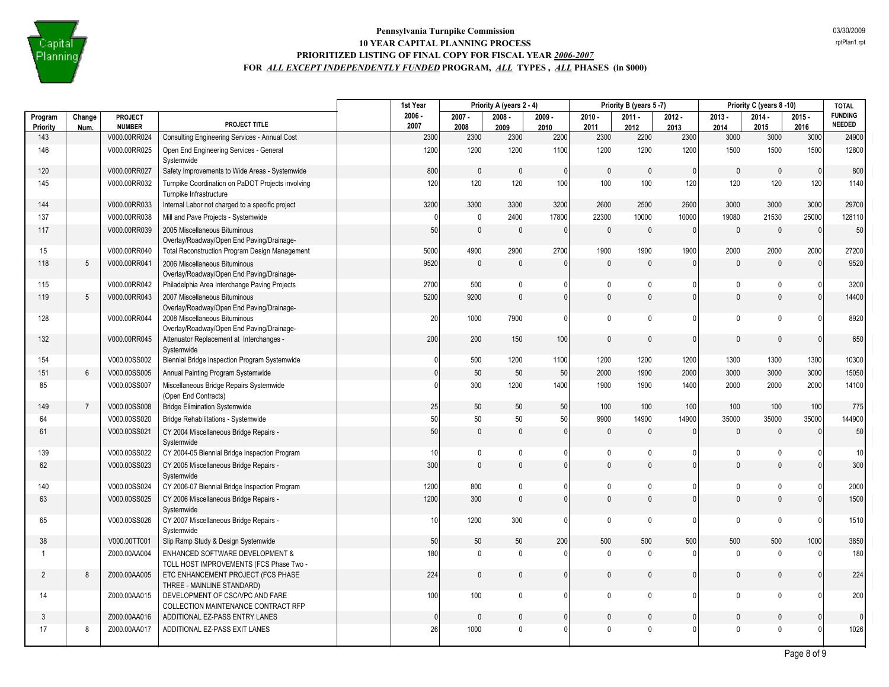# Pennsylvania Turnpike Commission
## 10 YEAR CAPITAL PLANNING PROCESS
## PRIORITIZED LISTING OF FINAL COPY FOR FISCAL YEAR *2006-2007*
## FOR *ALL EXCEPT INDEPENDENTLY FUNDED* PROGRAM, *ALL* TYPES , *ALL* PHASES (in $000)

03/30/2009
rptPlan1.rpt

| Program Priority | Change Num. | PROJECT NUMBER | PROJECT TITLE | 1st Year 2006 - 2007 | Priority A (years 2 - 4) 2007 - 2008 | 2008 - 2009 | 2009 - 2010 | Priority B (years 5 -7) 2010 - 2011 | 2011 - 2012 | 2012 - 2013 | Priority C (years 8 -10) 2013 - 2014 | 2014 - 2015 | 2015 - 2016 | TOTAL FUNDING NEEDED |
|---|---|---|---|---|---|---|---|---|---|---|---|---|---|---|
| 143 | | V000.00RR024 | Consulting Engineering Services - Annual Cost | 2300 | 2300 | 2300 | 2200 | 2300 | 2200 | 2300 | 3000 | 3000 | 3000 | 24900 |
| 146 | | V000.00RR025 | Open End Engineering Services - General Systemwide | 1200 | 1200 | 1200 | 1100 | 1200 | 1200 | 1200 | 1500 | 1500 | 1500 | 12800 |
| 120 | | V000.00RR027 | Safety Improvements to Wide Areas - Systemwide | 800 | 0 | 0 | 0 | 0 | 0 | 0 | 0 | 0 | 0 | 800 |
| 145 | | V000.00RR032 | Turnpike Coordination on PaDOT Projects involving Turnpike Infrastructure | 120 | 120 | 120 | 100 | 100 | 100 | 120 | 120 | 120 | 120 | 1140 |
| 144 | | V000.00RR033 | Internal Labor not charged to a specific project | 3200 | 3300 | 3300 | 3200 | 2600 | 2500 | 2600 | 3000 | 3000 | 3000 | 29700 |
| 137 | | V000.00RR038 | Mill and Pave Projects - Systemwide | 0 | 0 | 2400 | 17800 | 22300 | 10000 | 10000 | 19080 | 21530 | 25000 | 128110 |
| 117 | | V000.00RR039 | 2005 Miscellaneous Bituminous Overlay/Roadway/Open End Paving/Drainage- | 50 | 0 | 0 | 0 | 0 | 0 | 0 | 0 | 0 | 0 | 50 |
| 15 | | V000.00RR040 | Total Reconstruction Program Design Management | 5000 | 4900 | 2900 | 2700 | 1900 | 1900 | 1900 | 2000 | 2000 | 2000 | 27200 |
| 118 | 5 | V000.00RR041 | 2006 Miscellaneous Bituminous Overlay/Roadway/Open End Paving/Drainage- | 9520 | 0 | 0 | 0 | 0 | 0 | 0 | 0 | 0 | 0 | 9520 |
| 115 | | V000.00RR042 | Philadelphia Area Interchange Paving Projects | 2700 | 500 | 0 | 0 | 0 | 0 | 0 | 0 | 0 | 0 | 3200 |
| 119 | 5 | V000.00RR043 | 2007 Miscellaneous Bituminous Overlay/Roadway/Open End Paving/Drainage- | 5200 | 9200 | 0 | 0 | 0 | 0 | 0 | 0 | 0 | 0 | 14400 |
| 128 | | V000.00RR044 | 2008 Miscellaneous Bituminous Overlay/Roadway/Open End Paving/Drainage- | 20 | 1000 | 7900 | 0 | 0 | 0 | 0 | 0 | 0 | 0 | 8920 |
| 132 | | V000.00RR045 | Attenuator Replacement at Interchanges - Systemwide | 200 | 200 | 150 | 100 | 0 | 0 | 0 | 0 | 0 | 0 | 650 |
| 154 | | V000.00SS002 | Biennial Bridge Inspection Program Systemwide | 0 | 500 | 1200 | 1100 | 1200 | 1200 | 1200 | 1300 | 1300 | 1300 | 10300 |
| 151 | 6 | V000.00SS005 | Annual Painting Program Systemwide | 0 | 50 | 50 | 50 | 2000 | 1900 | 2000 | 3000 | 3000 | 3000 | 15050 |
| 85 | | V000.00SS007 | Miscellaneous Bridge Repairs Systemwide (Open End Contracts) | 0 | 300 | 1200 | 1400 | 1900 | 1900 | 1400 | 2000 | 2000 | 2000 | 14100 |
| 149 | 7 | V000.00SS008 | Bridge Elimination Systemwide | 25 | 50 | 50 | 50 | 100 | 100 | 100 | 100 | 100 | 100 | 775 |
| 64 | | V000.00SS020 | Bridge Rehabilitations - Systemwide | 50 | 50 | 50 | 50 | 9900 | 14900 | 14900 | 35000 | 35000 | 35000 | 144900 |
| 61 | | V000.00SS021 | CY 2004 Miscellaneous Bridge Repairs - Systemwide | 50 | 0 | 0 | 0 | 0 | 0 | 0 | 0 | 0 | 0 | 50 |
| 139 | | V000.00SS022 | CY 2004-05 Biennial Bridge Inspection Program | 10 | 0 | 0 | 0 | 0 | 0 | 0 | 0 | 0 | 0 | 10 |
| 62 | | V000.00SS023 | CY 2005 Miscellaneous Bridge Repairs - Systemwide | 300 | 0 | 0 | 0 | 0 | 0 | 0 | 0 | 0 | 0 | 300 |
| 140 | | V000.00SS024 | CY 2006-07 Biennial Bridge Inspection Program | 1200 | 800 | 0 | 0 | 0 | 0 | 0 | 0 | 0 | 0 | 2000 |
| 63 | | V000.00SS025 | CY 2006 Miscellaneous Bridge Repairs - Systemwide | 1200 | 300 | 0 | 0 | 0 | 0 | 0 | 0 | 0 | 0 | 1500 |
| 65 | | V000.00SS026 | CY 2007 Miscellaneous Bridge Repairs - Systemwide | 10 | 1200 | 300 | 0 | 0 | 0 | 0 | 0 | 0 | 0 | 1510 |
| 38 | | V000.00TT001 | Slip Ramp Study & Design Systemwide | 50 | 50 | 50 | 200 | 500 | 500 | 500 | 500 | 500 | 1000 | 3850 |
| 1 | | Z000.00AA004 | ENHANCED SOFTWARE DEVELOPMENT & TOLL HOST IMPROVEMENTS (FCS Phase Two - | 180 | 0 | 0 | 0 | 0 | 0 | 0 | 0 | 0 | 0 | 180 |
| 2 | 8 | Z000.00AA005 | ETC ENHANCEMENT PROJECT (FCS PHASE THREE - MAINLINE STANDARD) | 224 | 0 | 0 | 0 | 0 | 0 | 0 | 0 | 0 | 0 | 224 |
| 14 | | Z000.00AA015 | DEVELOPMENT OF CSC/VPC AND FARE COLLECTION MAINTENANCE CONTRACT RFP | 100 | 100 | 0 | 0 | 0 | 0 | 0 | 0 | 0 | 0 | 200 |
| 3 | | Z000.00AA016 | ADDITIONAL EZ-PASS ENTRY LANES | 0 | 0 | 0 | 0 | 0 | 0 | 0 | 0 | 0 | 0 | 0 |
| 17 | 8 | Z000.00AA017 | ADDITIONAL EZ-PASS EXIT LANES | 26 | 1000 | 0 | 0 | 0 | 0 | 0 | 0 | 0 | 0 | 1026 |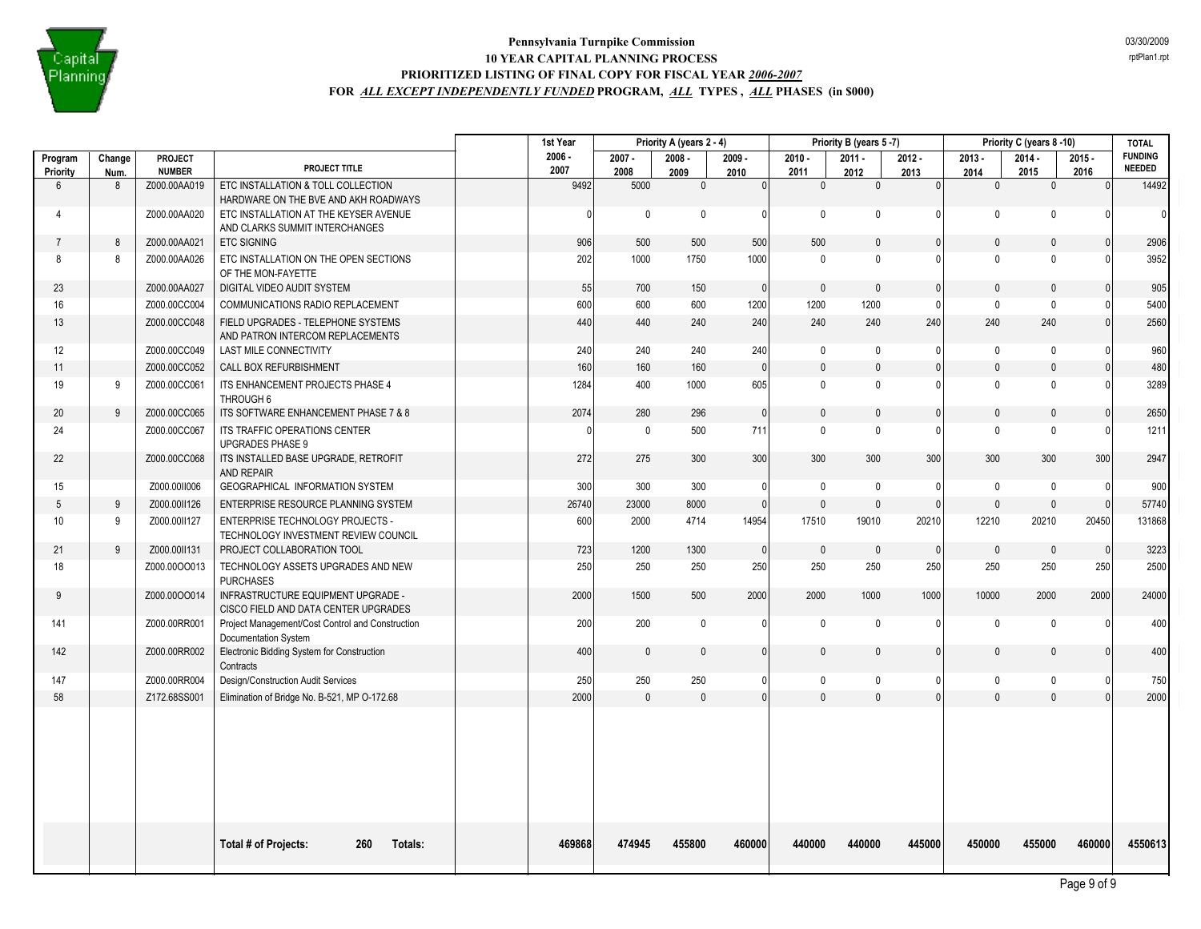# Pennsylvania Turnpike Commission

## 10 YEAR CAPITAL PLANNING PROCESS

## PRIORITIZED LISTING OF FINAL COPY FOR FISCAL YEAR *2006-2007*

## FOR *ALL EXCEPT INDEPENDENTLY FUNDED* PROGRAM, *ALL* TYPES , *ALL* PHASES (in $000)

03/30/2009
rptPlan1.rpt

| | | | | 1st Year | Priority A (years 2 - 4) | | | Priority B (years 5 -7) | | | Priority C (years 8 -10) | | | TOTAL |
|---|---|---|---|---|---|---|---|---|---|---|---|---|---|---|
| Program Priority | Change Num. | PROJECT NUMBER | PROJECT TITLE | 2006 - 2007 | 2007 - 2008 | 2008 - 2009 | 2009 - 2010 | 2010 - 2011 | 2011 - 2012 | 2012 - 2013 | 2013 - 2014 | 2014 - 2015 | 2015 - 2016 | FUNDING NEEDED |
| 6 | 8 | Z000.00AA019 | ETC INSTALLATION & TOLL COLLECTION HARDWARE ON THE BVE AND AKH ROADWAYS | 9492 | 5000 | 0 | 0 | 0 | 0 | 0 | 0 | 0 | 0 | 14492 |
| 4 | | Z000.00AA020 | ETC INSTALLATION AT THE KEYSER AVENUE AND CLARKS SUMMIT INTERCHANGES | 0 | 0 | 0 | 0 | 0 | 0 | 0 | 0 | 0 | 0 | 0 |
| 7 | 8 | Z000.00AA021 | ETC SIGNING | 906 | 500 | 500 | 500 | 500 | 0 | 0 | 0 | 0 | 0 | 2906 |
| 8 | 8 | Z000.00AA026 | ETC INSTALLATION ON THE OPEN SECTIONS OF THE MON-FAYETTE | 202 | 1000 | 1750 | 1000 | 0 | 0 | 0 | 0 | 0 | 0 | 3952 |
| 23 | | Z000.00AA027 | DIGITAL VIDEO AUDIT SYSTEM | 55 | 700 | 150 | 0 | 0 | 0 | 0 | 0 | 0 | 0 | 905 |
| 16 | | Z000.00CC004 | COMMUNICATIONS RADIO REPLACEMENT | 600 | 600 | 600 | 1200 | 1200 | 1200 | 0 | 0 | 0 | 0 | 5400 |
| 13 | | Z000.00CC048 | FIELD UPGRADES - TELEPHONE SYSTEMS AND PATRON INTERCOM REPLACEMENTS | 440 | 440 | 240 | 240 | 240 | 240 | 240 | 240 | 240 | 0 | 2560 |
| 12 | | Z000.00CC049 | LAST MILE CONNECTIVITY | 240 | 240 | 240 | 240 | 0 | 0 | 0 | 0 | 0 | 0 | 960 |
| 11 | | Z000.00CC052 | CALL BOX REFURBISHMENT | 160 | 160 | 160 | 0 | 0 | 0 | 0 | 0 | 0 | 0 | 480 |
| 19 | 9 | Z000.00CC061 | ITS ENHANCEMENT PROJECTS PHASE 4 THROUGH 6 | 1284 | 400 | 1000 | 605 | 0 | 0 | 0 | 0 | 0 | 0 | 3289 |
| 20 | 9 | Z000.00CC065 | ITS SOFTWARE ENHANCEMENT PHASE 7 & 8 | 2074 | 280 | 296 | 0 | 0 | 0 | 0 | 0 | 0 | 0 | 2650 |
| 24 | | Z000.00CC067 | ITS TRAFFIC OPERATIONS CENTER UPGRADES PHASE 9 | 0 | 0 | 500 | 711 | 0 | 0 | 0 | 0 | 0 | 0 | 1211 |
| 22 | | Z000.00CC068 | ITS INSTALLED BASE UPGRADE, RETROFIT AND REPAIR | 272 | 275 | 300 | 300 | 300 | 300 | 300 | 300 | 300 | 300 | 2947 |
| 15 | | Z000.00II006 | GEOGRAPHICAL INFORMATION SYSTEM | 300 | 300 | 300 | 0 | 0 | 0 | 0 | 0 | 0 | 0 | 900 |
| 5 | 9 | Z000.00II126 | ENTERPRISE RESOURCE PLANNING SYSTEM | 26740 | 23000 | 8000 | 0 | 0 | 0 | 0 | 0 | 0 | 0 | 57740 |
| 10 | 9 | Z000.00II127 | ENTERPRISE TECHNOLOGY PROJECTS - TECHNOLOGY INVESTMENT REVIEW COUNCIL | 600 | 2000 | 4714 | 14954 | 17510 | 19010 | 20210 | 12210 | 20210 | 20450 | 131868 |
| 21 | 9 | Z000.00II131 | PROJECT COLLABORATION TOOL | 723 | 1200 | 1300 | 0 | 0 | 0 | 0 | 0 | 0 | 0 | 3223 |
| 18 | | Z000.00OO013 | TECHNOLOGY ASSETS UPGRADES AND NEW PURCHASES | 250 | 250 | 250 | 250 | 250 | 250 | 250 | 250 | 250 | 250 | 2500 |
| 9 | | Z000.00OO014 | INFRASTRUCTURE EQUIPMENT UPGRADE - CISCO FIELD AND DATA CENTER UPGRADES | 2000 | 1500 | 500 | 2000 | 2000 | 1000 | 1000 | 10000 | 2000 | 2000 | 24000 |
| 141 | | Z000.00RR001 | Project Management/Cost Control and Construction Documentation System | 200 | 200 | 0 | 0 | 0 | 0 | 0 | 0 | 0 | 0 | 400 |
| 142 | | Z000.00RR002 | Electronic Bidding System for Construction Contracts | 400 | 0 | 0 | 0 | 0 | 0 | 0 | 0 | 0 | 0 | 400 |
| 147 | | Z000.00RR004 | Design/Construction Audit Services | 250 | 250 | 250 | 0 | 0 | 0 | 0 | 0 | 0 | 0 | 750 |
| 58 | | Z172.68SS001 | Elimination of Bridge No. B-521, MP O-172.68 | 2000 | 0 | 0 | 0 | 0 | 0 | 0 | 0 | 0 | 0 | 2000 |
| | | | **Total # of Projects: 260 Totals:** | **469868** | **474945** | **455800** | **460000** | **440000** | **440000** | **445000** | **450000** | **455000** | **460000** | **4550613** |